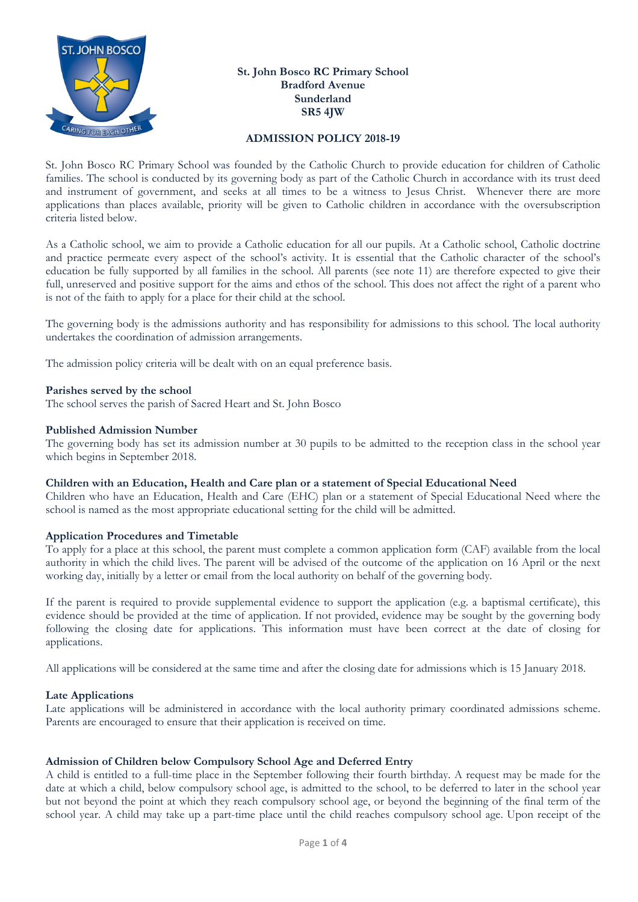**St. John Bosco RC Primary School**
**Bradford Avenue**
**Sunderland**
**SR5 4JW**

# ADMISSION POLICY 2018-19

St. John Bosco RC Primary School was founded by the Catholic Church to provide education for children of Catholic families. The school is conducted by its governing body as part of the Catholic Church in accordance with its trust deed and instrument of government, and seeks at all times to be a witness to Jesus Christ. Whenever there are more applications than places available, priority will be given to Catholic children in accordance with the oversubscription criteria listed below.

As a Catholic school, we aim to provide a Catholic education for all our pupils. At a Catholic school, Catholic doctrine and practice permeate every aspect of the school's activity. It is essential that the Catholic character of the school's education be fully supported by all families in the school. All parents (see note 11) are therefore expected to give their full, unreserved and positive support for the aims and ethos of the school. This does not affect the right of a parent who is not of the faith to apply for a place for their child at the school.

The governing body is the admissions authority and has responsibility for admissions to this school. The local authority undertakes the coordination of admission arrangements.

The admission policy criteria will be dealt with on an equal preference basis.

**Parishes served by the school**
The school serves the parish of Sacred Heart and St. John Bosco

**Published Admission Number**
The governing body has set its admission number at 30 pupils to be admitted to the reception class in the school year which begins in September 2018.

**Children with an Education, Health and Care plan or a statement of Special Educational Need**
Children who have an Education, Health and Care (EHC) plan or a statement of Special Educational Need where the school is named as the most appropriate educational setting for the child will be admitted.

**Application Procedures and Timetable**
To apply for a place at this school, the parent must complete a common application form (CAF) available from the local authority in which the child lives. The parent will be advised of the outcome of the application on 16 April or the next working day, initially by a letter or email from the local authority on behalf of the governing body.

If the parent is required to provide supplemental evidence to support the application (e.g. a baptismal certificate), this evidence should be provided at the time of application. If not provided, evidence may be sought by the governing body following the closing date for applications. This information must have been correct at the date of closing for applications.

All applications will be considered at the same time and after the closing date for admissions which is 15 January 2018.

**Late Applications**
Late applications will be administered in accordance with the local authority primary coordinated admissions scheme. Parents are encouraged to ensure that their application is received on time.

**Admission of Children below Compulsory School Age and Deferred Entry**
A child is entitled to a full-time place in the September following their fourth birthday. A request may be made for the date at which a child, below compulsory school age, is admitted to the school, to be deferred to later in the school year but not beyond the point at which they reach compulsory school age, or beyond the beginning of the final term of the school year. A child may take up a part-time place until the child reaches compulsory school age. Upon receipt of the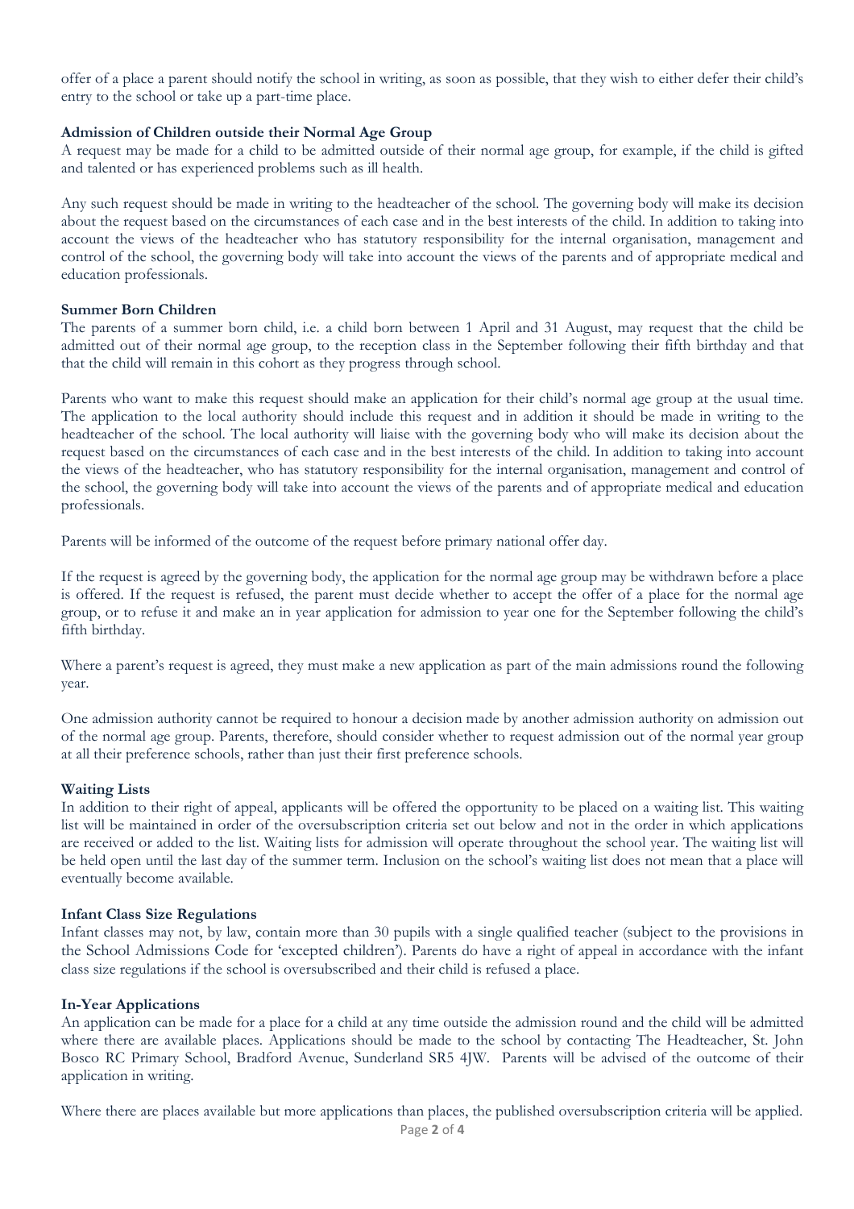offer of a place a parent should notify the school in writing, as soon as possible, that they wish to either defer their child's entry to the school or take up a part-time place.

**Admission of Children outside their Normal Age Group**

A request may be made for a child to be admitted outside of their normal age group, for example, if the child is gifted and talented or has experienced problems such as ill health.

Any such request should be made in writing to the headteacher of the school. The governing body will make its decision about the request based on the circumstances of each case and in the best interests of the child. In addition to taking into account the views of the headteacher who has statutory responsibility for the internal organisation, management and control of the school, the governing body will take into account the views of the parents and of appropriate medical and education professionals.

**Summer Born Children**

The parents of a summer born child, i.e. a child born between 1 April and 31 August, may request that the child be admitted out of their normal age group, to the reception class in the September following their fifth birthday and that that the child will remain in this cohort as they progress through school.

Parents who want to make this request should make an application for their child's normal age group at the usual time. The application to the local authority should include this request and in addition it should be made in writing to the headteacher of the school. The local authority will liaise with the governing body who will make its decision about the request based on the circumstances of each case and in the best interests of the child. In addition to taking into account the views of the headteacher, who has statutory responsibility for the internal organisation, management and control of the school, the governing body will take into account the views of the parents and of appropriate medical and education professionals.

Parents will be informed of the outcome of the request before primary national offer day.

If the request is agreed by the governing body, the application for the normal age group may be withdrawn before a place is offered. If the request is refused, the parent must decide whether to accept the offer of a place for the normal age group, or to refuse it and make an in year application for admission to year one for the September following the child's fifth birthday.

Where a parent's request is agreed, they must make a new application as part of the main admissions round the following year.

One admission authority cannot be required to honour a decision made by another admission authority on admission out of the normal age group. Parents, therefore, should consider whether to request admission out of the normal year group at all their preference schools, rather than just their first preference schools.

**Waiting Lists**

In addition to their right of appeal, applicants will be offered the opportunity to be placed on a waiting list. This waiting list will be maintained in order of the oversubscription criteria set out below and not in the order in which applications are received or added to the list. Waiting lists for admission will operate throughout the school year. The waiting list will be held open until the last day of the summer term. Inclusion on the school's waiting list does not mean that a place will eventually become available.

**Infant Class Size Regulations**

Infant classes may not, by law, contain more than 30 pupils with a single qualified teacher (subject to the provisions in the School Admissions Code for 'excepted children'). Parents do have a right of appeal in accordance with the infant class size regulations if the school is oversubscribed and their child is refused a place.

**In-Year Applications**

An application can be made for a place for a child at any time outside the admission round and the child will be admitted where there are available places. Applications should be made to the school by contacting The Headteacher, St. John Bosco RC Primary School, Bradford Avenue, Sunderland SR5 4JW. Parents will be advised of the outcome of their application in writing.

Where there are places available but more applications than places, the published oversubscription criteria will be applied.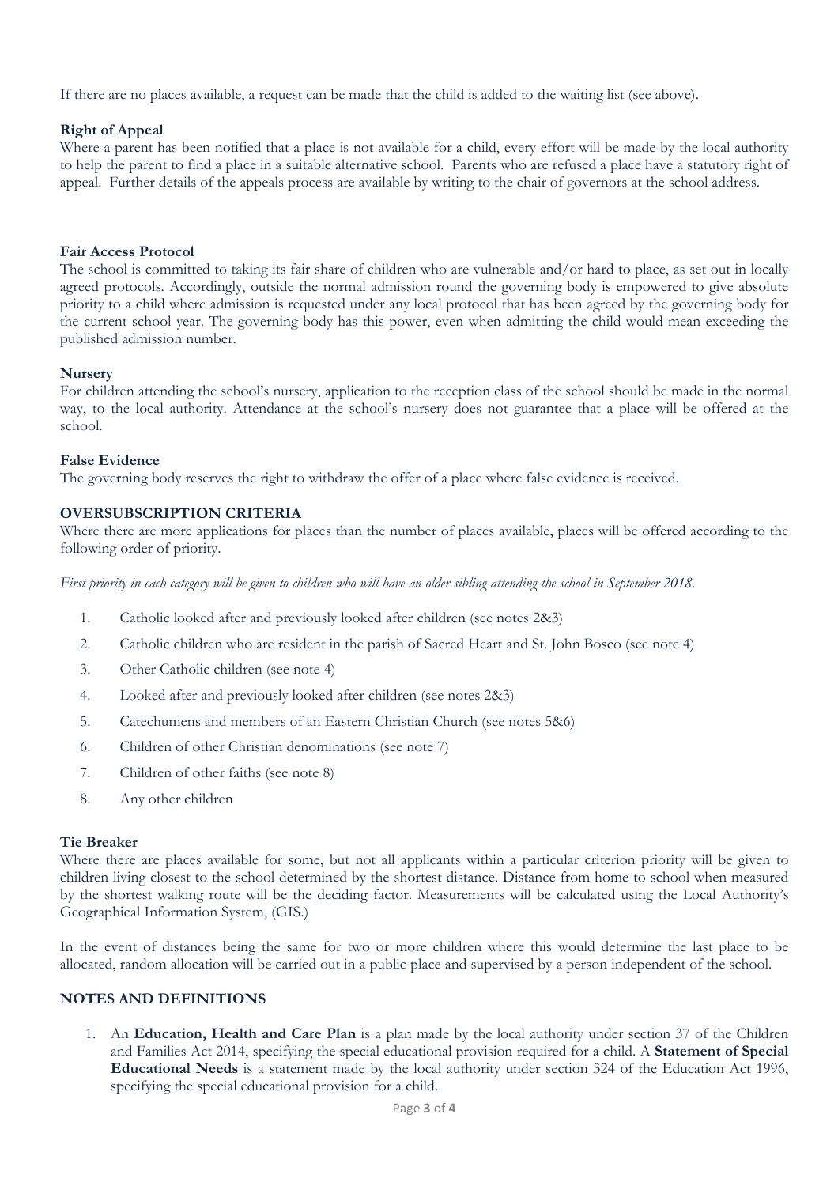If there are no places available, a request can be made that the child is added to the waiting list (see above).

**Right of Appeal**

Where a parent has been notified that a place is not available for a child, every effort will be made by the local authority to help the parent to find a place in a suitable alternative school. Parents who are refused a place have a statutory right of appeal. Further details of the appeals process are available by writing to the chair of governors at the school address.

**Fair Access Protocol**

The school is committed to taking its fair share of children who are vulnerable and/or hard to place, as set out in locally agreed protocols. Accordingly, outside the normal admission round the governing body is empowered to give absolute priority to a child where admission is requested under any local protocol that has been agreed by the governing body for the current school year. The governing body has this power, even when admitting the child would mean exceeding the published admission number.

**Nursery**

For children attending the school's nursery, application to the reception class of the school should be made in the normal way, to the local authority. Attendance at the school's nursery does not guarantee that a place will be offered at the school.

**False Evidence**

The governing body reserves the right to withdraw the offer of a place where false evidence is received.

## OVERSUBSCRIPTION CRITERIA

Where there are more applications for places than the number of places available, places will be offered according to the following order of priority.

*First priority in each category will be given to children who will have an older sibling attending the school in September 2018.*

1. Catholic looked after and previously looked after children (see notes 2&3)
2. Catholic children who are resident in the parish of Sacred Heart and St. John Bosco (see note 4)
3. Other Catholic children (see note 4)
4. Looked after and previously looked after children (see notes 2&3)
5. Catechumens and members of an Eastern Christian Church (see notes 5&6)
6. Children of other Christian denominations (see note 7)
7. Children of other faiths (see note 8)
8. Any other children

**Tie Breaker**

Where there are places available for some, but not all applicants within a particular criterion priority will be given to children living closest to the school determined by the shortest distance. Distance from home to school when measured by the shortest walking route will be the deciding factor. Measurements will be calculated using the Local Authority's Geographical Information System, (GIS.)

In the event of distances being the same for two or more children where this would determine the last place to be allocated, random allocation will be carried out in a public place and supervised by a person independent of the school.

## NOTES AND DEFINITIONS

1. An **Education, Health and Care Plan** is a plan made by the local authority under section 37 of the Children and Families Act 2014, specifying the special educational provision required for a child. A **Statement of Special Educational Needs** is a statement made by the local authority under section 324 of the Education Act 1996, specifying the special educational provision for a child.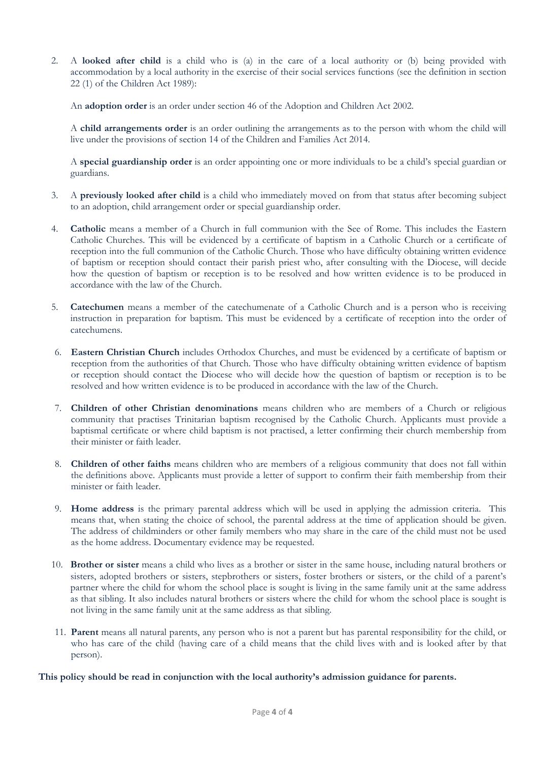2. A **looked after child** is a child who is (a) in the care of a local authority or (b) being provided with accommodation by a local authority in the exercise of their social services functions (see the definition in section 22 (1) of the Children Act 1989):

   An **adoption order** is an order under section 46 of the Adoption and Children Act 2002.

   A **child arrangements order** is an order outlining the arrangements as to the person with whom the child will live under the provisions of section 14 of the Children and Families Act 2014.

   A **special guardianship order** is an order appointing one or more individuals to be a child's special guardian or guardians.

3. A **previously looked after child** is a child who immediately moved on from that status after becoming subject to an adoption, child arrangement order or special guardianship order.

4. **Catholic** means a member of a Church in full communion with the See of Rome. This includes the Eastern Catholic Churches. This will be evidenced by a certificate of baptism in a Catholic Church or a certificate of reception into the full communion of the Catholic Church. Those who have difficulty obtaining written evidence of baptism or reception should contact their parish priest who, after consulting with the Diocese, will decide how the question of baptism or reception is to be resolved and how written evidence is to be produced in accordance with the law of the Church.

5. **Catechumen** means a member of the catechumenate of a Catholic Church and is a person who is receiving instruction in preparation for baptism. This must be evidenced by a certificate of reception into the order of catechumens.

6. **Eastern Christian Church** includes Orthodox Churches, and must be evidenced by a certificate of baptism or reception from the authorities of that Church. Those who have difficulty obtaining written evidence of baptism or reception should contact the Diocese who will decide how the question of baptism or reception is to be resolved and how written evidence is to be produced in accordance with the law of the Church.

7. **Children of other Christian denominations** means children who are members of a Church or religious community that practises Trinitarian baptism recognised by the Catholic Church. Applicants must provide a baptismal certificate or where child baptism is not practised, a letter confirming their church membership from their minister or faith leader.

8. **Children of other faiths** means children who are members of a religious community that does not fall within the definitions above. Applicants must provide a letter of support to confirm their faith membership from their minister or faith leader.

9. **Home address** is the primary parental address which will be used in applying the admission criteria. This means that, when stating the choice of school, the parental address at the time of application should be given. The address of childminders or other family members who may share in the care of the child must not be used as the home address. Documentary evidence may be requested.

10. **Brother or sister** means a child who lives as a brother or sister in the same house, including natural brothers or sisters, adopted brothers or sisters, stepbrothers or sisters, foster brothers or sisters, or the child of a parent's partner where the child for whom the school place is sought is living in the same family unit at the same address as that sibling. It also includes natural brothers or sisters where the child for whom the school place is sought is not living in the same family unit at the same address as that sibling.

11. **Parent** means all natural parents, any person who is not a parent but has parental responsibility for the child, or who has care of the child (having care of a child means that the child lives with and is looked after by that person).

**This policy should be read in conjunction with the local authority's admission guidance for parents.**